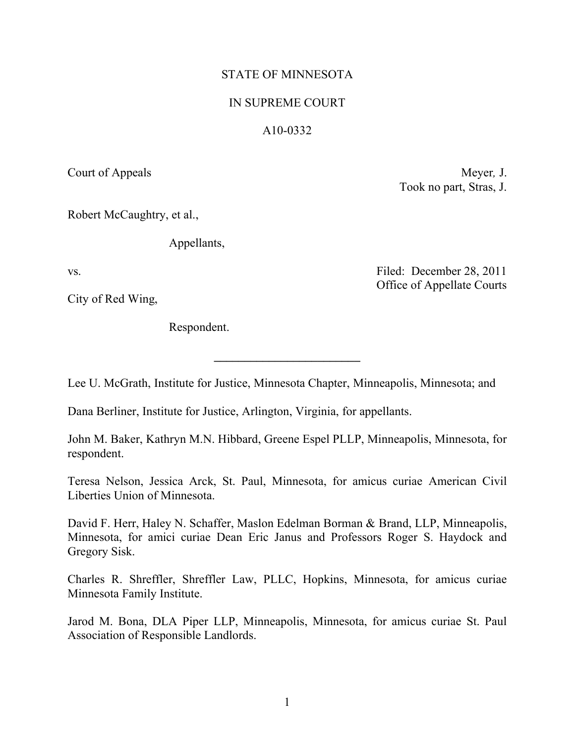STATE OF MINNESOTA

IN SUPREME COURT

A10-0332

Court of Appeals

Meyer, J.
Took no part, Stras, J.

Robert McCaughtry, et al.,

Appellants,

vs.

Filed: December 28, 2011
Office of Appellate Courts

City of Red Wing,

Respondent.

________________________

Lee U. McGrath, Institute for Justice, Minnesota Chapter, Minneapolis, Minnesota; and

Dana Berliner, Institute for Justice, Arlington, Virginia, for appellants.

John M. Baker, Kathryn M.N. Hibbard, Greene Espel PLLP, Minneapolis, Minnesota, for respondent.

Teresa Nelson, Jessica Arck, St. Paul, Minnesota, for amicus curiae American Civil Liberties Union of Minnesota.

David F. Herr, Haley N. Schaffer, Maslon Edelman Borman & Brand, LLP, Minneapolis, Minnesota, for amici curiae Dean Eric Janus and Professors Roger S. Haydock and Gregory Sisk.

Charles R. Shreffler, Shreffler Law, PLLC, Hopkins, Minnesota, for amicus curiae Minnesota Family Institute.

Jarod M. Bona, DLA Piper LLP, Minneapolis, Minnesota, for amicus curiae St. Paul Association of Responsible Landlords.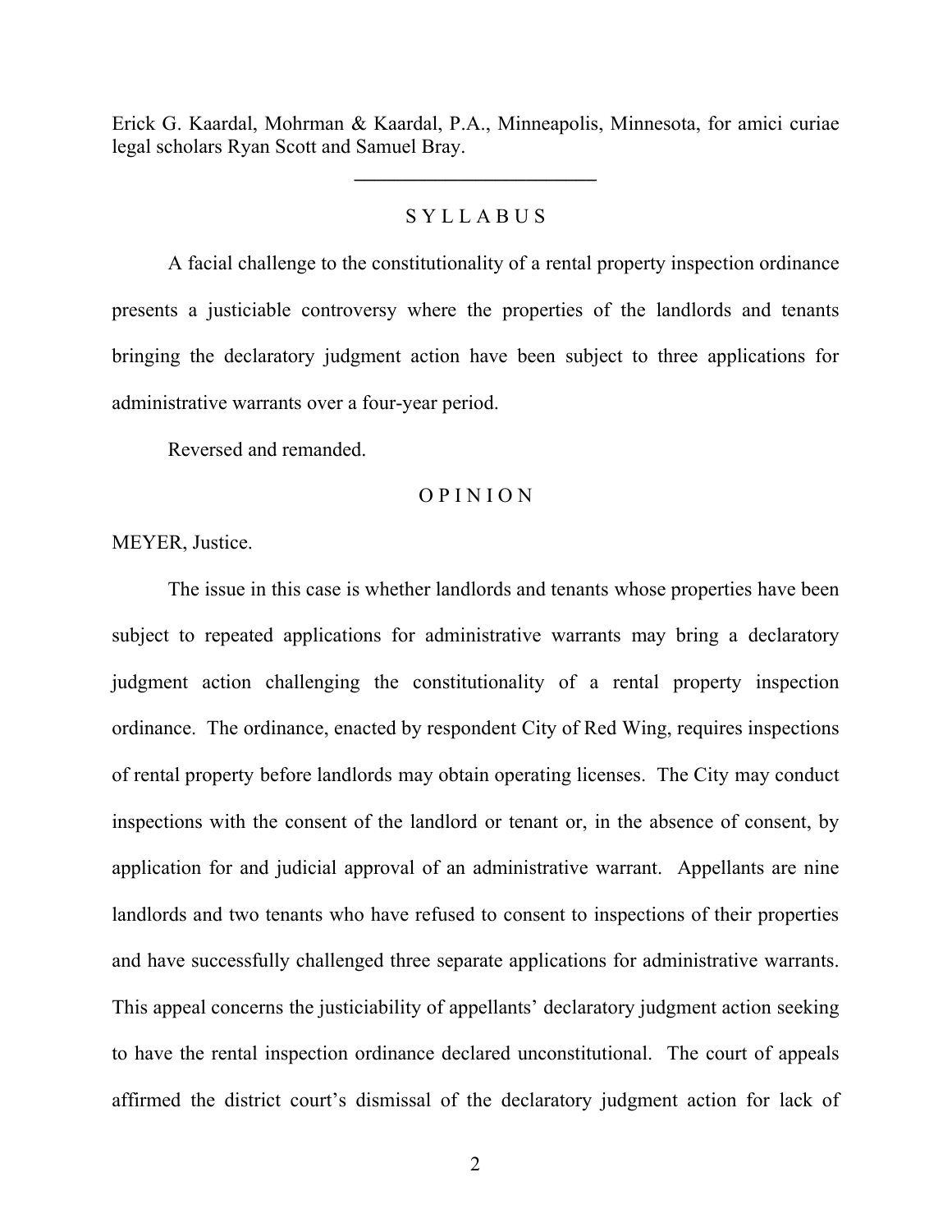Erick G. Kaardal, Mohrman & Kaardal, P.A., Minneapolis, Minnesota, for amici curiae legal scholars Ryan Scott and Samuel Bray.

---

# S Y L L A B U S

A facial challenge to the constitutionality of a rental property inspection ordinance presents a justiciable controversy where the properties of the landlords and tenants bringing the declaratory judgment action have been subject to three applications for administrative warrants over a four-year period.

Reversed and remanded.

# O P I N I O N

MEYER, Justice.

The issue in this case is whether landlords and tenants whose properties have been subject to repeated applications for administrative warrants may bring a declaratory judgment action challenging the constitutionality of a rental property inspection ordinance. The ordinance, enacted by respondent City of Red Wing, requires inspections of rental property before landlords may obtain operating licenses. The City may conduct inspections with the consent of the landlord or tenant or, in the absence of consent, by application for and judicial approval of an administrative warrant. Appellants are nine landlords and two tenants who have refused to consent to inspections of their properties and have successfully challenged three separate applications for administrative warrants. This appeal concerns the justiciability of appellants' declaratory judgment action seeking to have the rental inspection ordinance declared unconstitutional. The court of appeals affirmed the district court's dismissal of the declaratory judgment action for lack of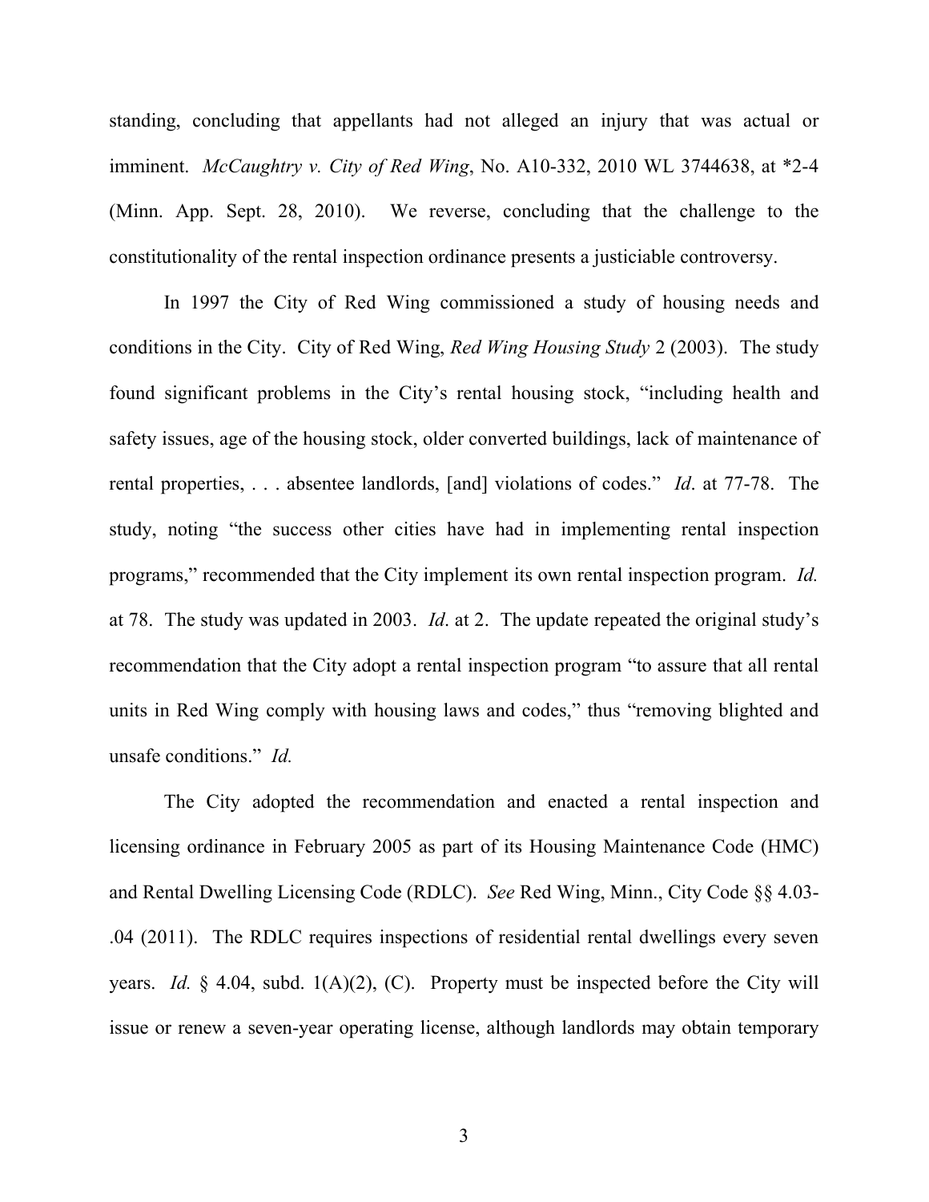standing, concluding that appellants had not alleged an injury that was actual or imminent. *McCaughtry v. City of Red Wing*, No. A10-332, 2010 WL 3744638, at *2-4 (Minn. App. Sept. 28, 2010). We reverse, concluding that the challenge to the constitutionality of the rental inspection ordinance presents a justiciable controversy.

In 1997 the City of Red Wing commissioned a study of housing needs and conditions in the City. City of Red Wing, *Red Wing Housing Study* 2 (2003). The study found significant problems in the City's rental housing stock, "including health and safety issues, age of the housing stock, older converted buildings, lack of maintenance of rental properties, . . . absentee landlords, [and] violations of codes." *Id*. at 77-78. The study, noting "the success other cities have had in implementing rental inspection programs," recommended that the City implement its own rental inspection program. *Id.* at 78. The study was updated in 2003. *Id*. at 2. The update repeated the original study's recommendation that the City adopt a rental inspection program "to assure that all rental units in Red Wing comply with housing laws and codes," thus "removing blighted and unsafe conditions." *Id.*

The City adopted the recommendation and enacted a rental inspection and licensing ordinance in February 2005 as part of its Housing Maintenance Code (HMC) and Rental Dwelling Licensing Code (RDLC). *See* Red Wing, Minn., City Code §§ 4.03-.04 (2011). The RDLC requires inspections of residential rental dwellings every seven years. *Id.* § 4.04, subd. 1(A)(2), (C). Property must be inspected before the City will issue or renew a seven-year operating license, although landlords may obtain temporary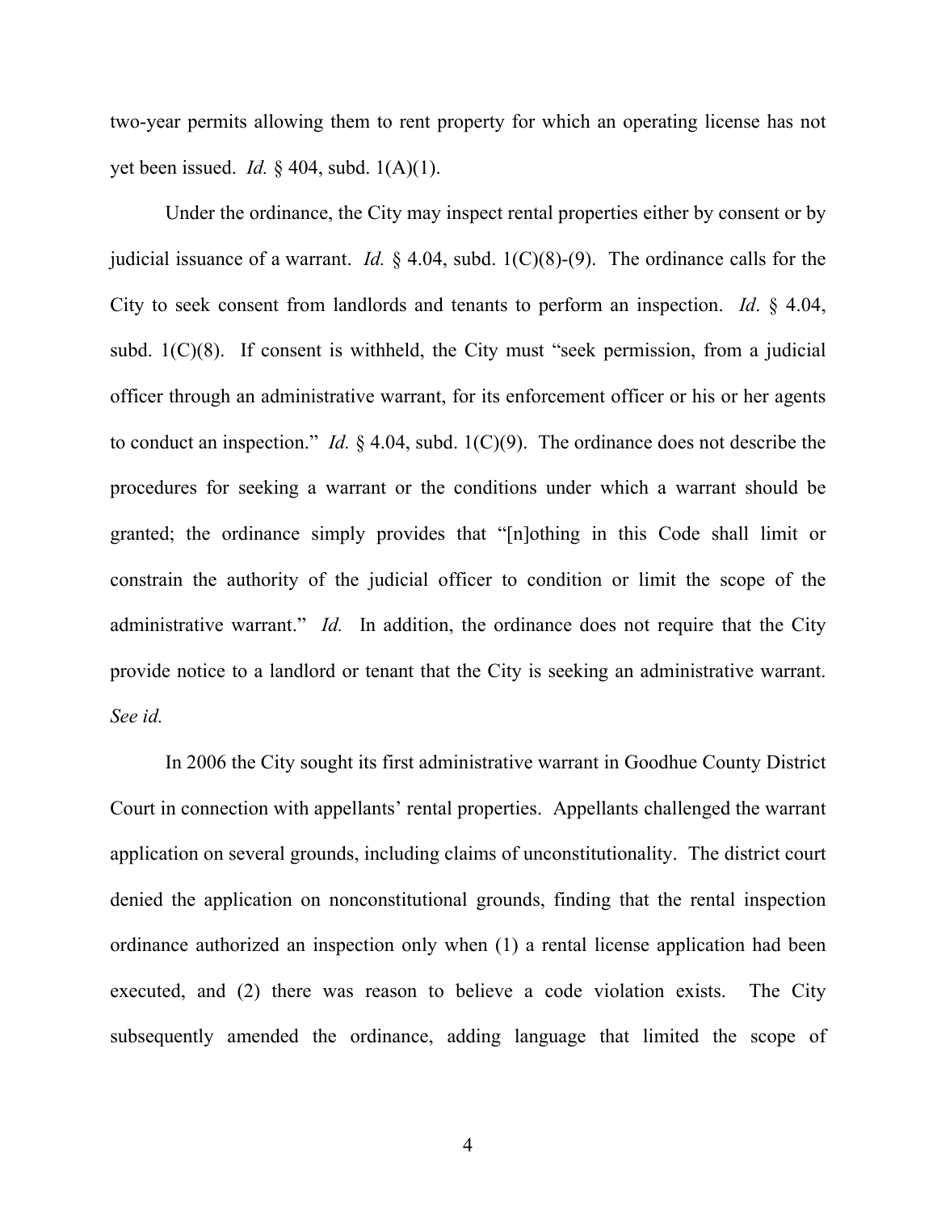two-year permits allowing them to rent property for which an operating license has not yet been issued. *Id.* § 404, subd. 1(A)(1).

Under the ordinance, the City may inspect rental properties either by consent or by judicial issuance of a warrant. *Id.* § 4.04, subd. 1(C)(8)-(9). The ordinance calls for the City to seek consent from landlords and tenants to perform an inspection. *Id*. § 4.04, subd. 1(C)(8). If consent is withheld, the City must "seek permission, from a judicial officer through an administrative warrant, for its enforcement officer or his or her agents to conduct an inspection." *Id.* § 4.04, subd. 1(C)(9). The ordinance does not describe the procedures for seeking a warrant or the conditions under which a warrant should be granted; the ordinance simply provides that "[n]othing in this Code shall limit or constrain the authority of the judicial officer to condition or limit the scope of the administrative warrant." *Id.* In addition, the ordinance does not require that the City provide notice to a landlord or tenant that the City is seeking an administrative warrant. *See id.*

In 2006 the City sought its first administrative warrant in Goodhue County District Court in connection with appellants' rental properties. Appellants challenged the warrant application on several grounds, including claims of unconstitutionality. The district court denied the application on nonconstitutional grounds, finding that the rental inspection ordinance authorized an inspection only when (1) a rental license application had been executed, and (2) there was reason to believe a code violation exists. The City subsequently amended the ordinance, adding language that limited the scope of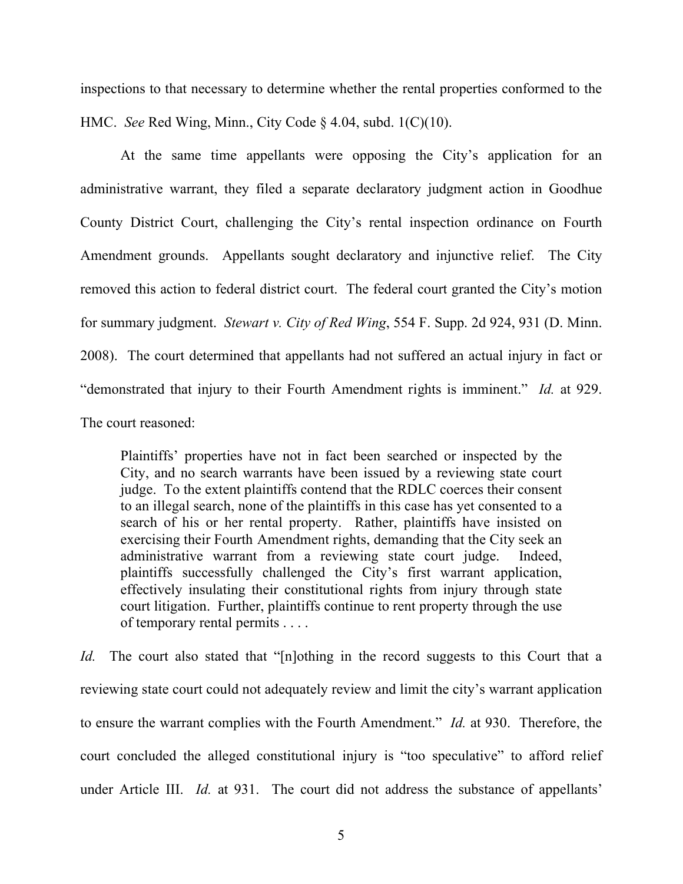inspections to that necessary to determine whether the rental properties conformed to the HMC. *See* Red Wing, Minn., City Code § 4.04, subd. 1(C)(10).

At the same time appellants were opposing the City's application for an administrative warrant, they filed a separate declaratory judgment action in Goodhue County District Court, challenging the City's rental inspection ordinance on Fourth Amendment grounds. Appellants sought declaratory and injunctive relief. The City removed this action to federal district court. The federal court granted the City's motion for summary judgment. *Stewart v. City of Red Wing*, 554 F. Supp. 2d 924, 931 (D. Minn. 2008). The court determined that appellants had not suffered an actual injury in fact or "demonstrated that injury to their Fourth Amendment rights is imminent." *Id.* at 929. The court reasoned:

> Plaintiffs' properties have not in fact been searched or inspected by the City, and no search warrants have been issued by a reviewing state court judge. To the extent plaintiffs contend that the RDLC coerces their consent to an illegal search, none of the plaintiffs in this case has yet consented to a search of his or her rental property. Rather, plaintiffs have insisted on exercising their Fourth Amendment rights, demanding that the City seek an administrative warrant from a reviewing state court judge. Indeed, plaintiffs successfully challenged the City's first warrant application, effectively insulating their constitutional rights from injury through state court litigation. Further, plaintiffs continue to rent property through the use of temporary rental permits . . . .

*Id.* The court also stated that "[n]othing in the record suggests to this Court that a reviewing state court could not adequately review and limit the city's warrant application to ensure the warrant complies with the Fourth Amendment." *Id.* at 930. Therefore, the court concluded the alleged constitutional injury is "too speculative" to afford relief under Article III. *Id.* at 931. The court did not address the substance of appellants'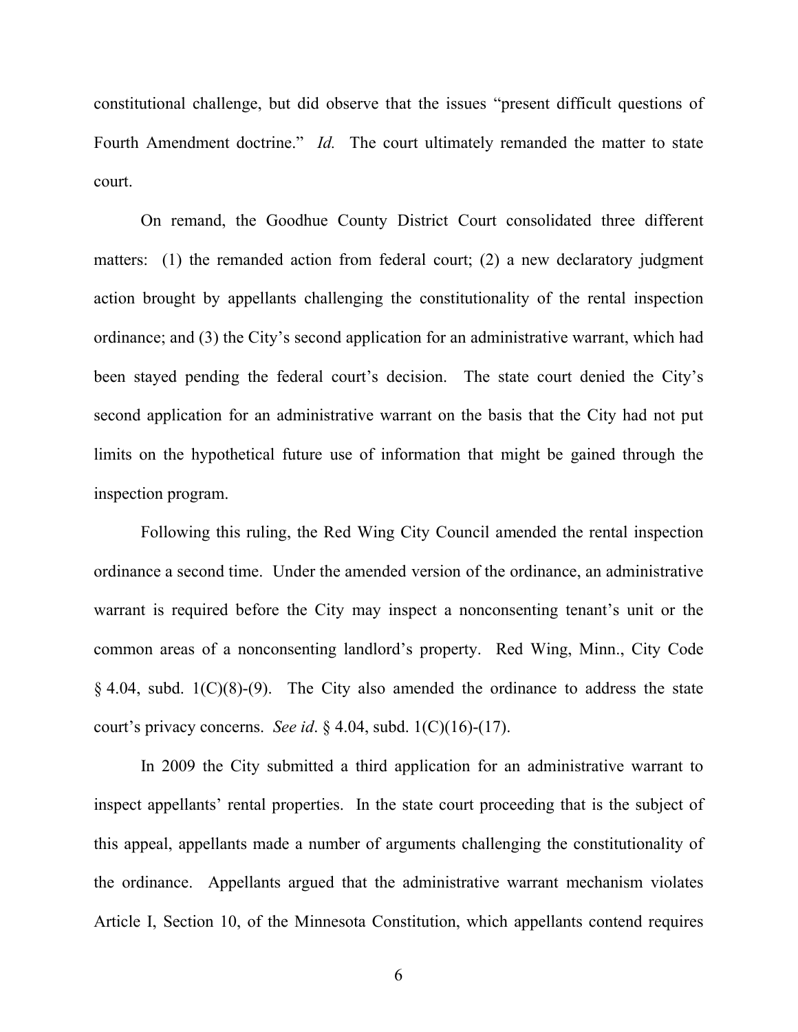constitutional challenge, but did observe that the issues "present difficult questions of Fourth Amendment doctrine." *Id.* The court ultimately remanded the matter to state court.

On remand, the Goodhue County District Court consolidated three different matters: (1) the remanded action from federal court; (2) a new declaratory judgment action brought by appellants challenging the constitutionality of the rental inspection ordinance; and (3) the City's second application for an administrative warrant, which had been stayed pending the federal court's decision. The state court denied the City's second application for an administrative warrant on the basis that the City had not put limits on the hypothetical future use of information that might be gained through the inspection program.

Following this ruling, the Red Wing City Council amended the rental inspection ordinance a second time. Under the amended version of the ordinance, an administrative warrant is required before the City may inspect a nonconsenting tenant's unit or the common areas of a nonconsenting landlord's property. Red Wing, Minn., City Code § 4.04, subd. 1(C)(8)-(9). The City also amended the ordinance to address the state court's privacy concerns. *See id*. § 4.04, subd. 1(C)(16)-(17).

In 2009 the City submitted a third application for an administrative warrant to inspect appellants' rental properties. In the state court proceeding that is the subject of this appeal, appellants made a number of arguments challenging the constitutionality of the ordinance. Appellants argued that the administrative warrant mechanism violates Article I, Section 10, of the Minnesota Constitution, which appellants contend requires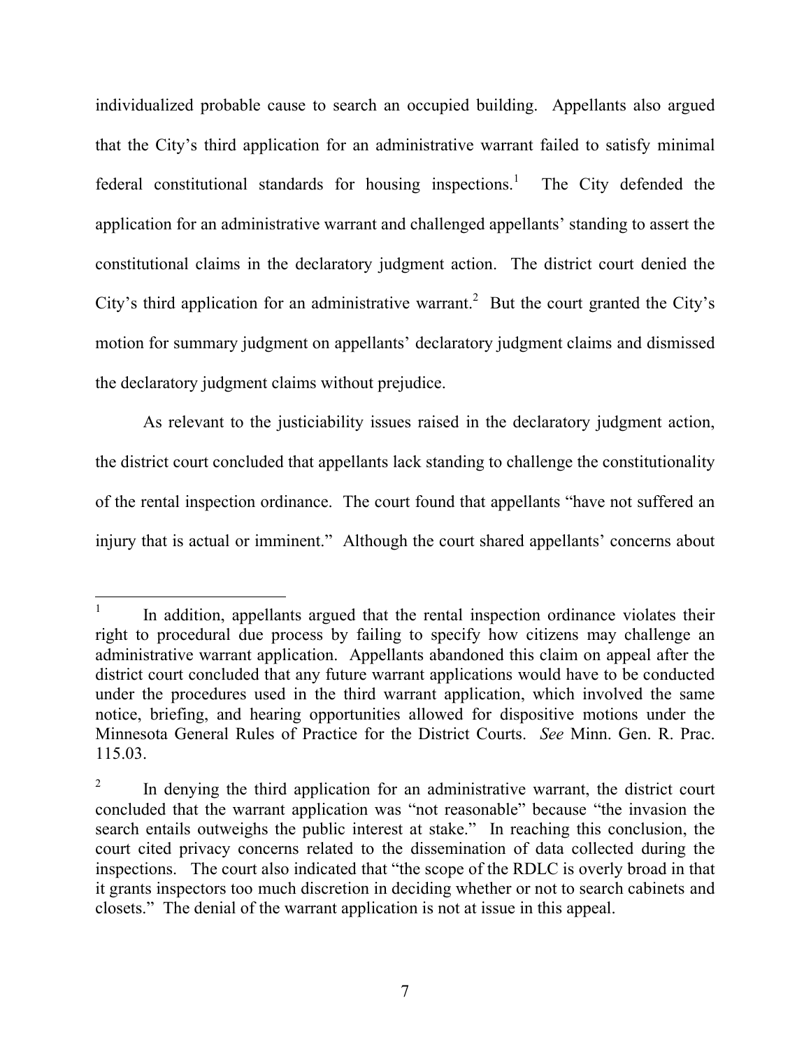individualized probable cause to search an occupied building. Appellants also argued that the City's third application for an administrative warrant failed to satisfy minimal federal constitutional standards for housing inspections.[1] The City defended the application for an administrative warrant and challenged appellants' standing to assert the constitutional claims in the declaratory judgment action. The district court denied the City's third application for an administrative warrant.[2] But the court granted the City's motion for summary judgment on appellants' declaratory judgment claims and dismissed the declaratory judgment claims without prejudice.

As relevant to the justiciability issues raised in the declaratory judgment action, the district court concluded that appellants lack standing to challenge the constitutionality of the rental inspection ordinance. The court found that appellants "have not suffered an injury that is actual or imminent." Although the court shared appellants' concerns about

---

[1] In addition, appellants argued that the rental inspection ordinance violates their right to procedural due process by failing to specify how citizens may challenge an administrative warrant application. Appellants abandoned this claim on appeal after the district court concluded that any future warrant applications would have to be conducted under the procedures used in the third warrant application, which involved the same notice, briefing, and hearing opportunities allowed for dispositive motions under the Minnesota General Rules of Practice for the District Courts. *See* Minn. Gen. R. Prac. 115.03.

[2] In denying the third application for an administrative warrant, the district court concluded that the warrant application was "not reasonable" because "the invasion the search entails outweighs the public interest at stake." In reaching this conclusion, the court cited privacy concerns related to the dissemination of data collected during the inspections. The court also indicated that "the scope of the RDLC is overly broad in that it grants inspectors too much discretion in deciding whether or not to search cabinets and closets." The denial of the warrant application is not at issue in this appeal.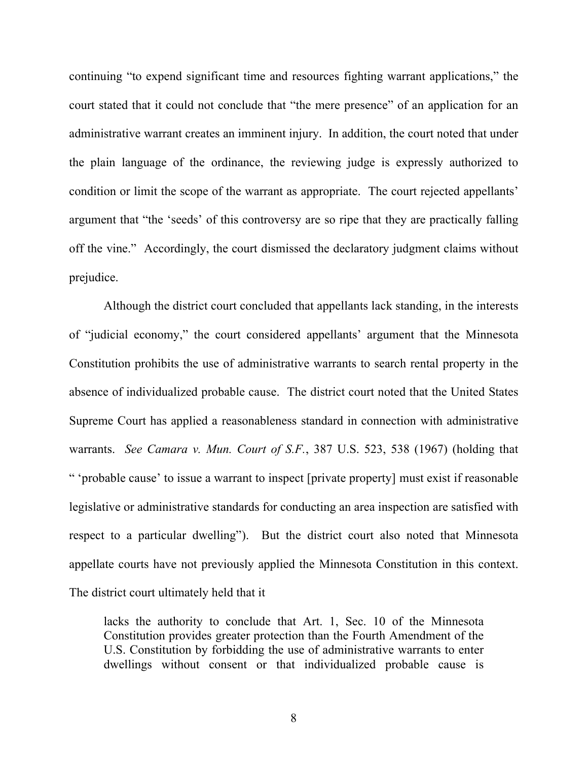continuing "to expend significant time and resources fighting warrant applications," the court stated that it could not conclude that "the mere presence" of an application for an administrative warrant creates an imminent injury. In addition, the court noted that under the plain language of the ordinance, the reviewing judge is expressly authorized to condition or limit the scope of the warrant as appropriate. The court rejected appellants' argument that "the 'seeds' of this controversy are so ripe that they are practically falling off the vine." Accordingly, the court dismissed the declaratory judgment claims without prejudice.

Although the district court concluded that appellants lack standing, in the interests of "judicial economy," the court considered appellants' argument that the Minnesota Constitution prohibits the use of administrative warrants to search rental property in the absence of individualized probable cause. The district court noted that the United States Supreme Court has applied a reasonableness standard in connection with administrative warrants. *See Camara v. Mun. Court of S.F.*, 387 U.S. 523, 538 (1967) (holding that " 'probable cause' to issue a warrant to inspect [private property] must exist if reasonable legislative or administrative standards for conducting an area inspection are satisfied with respect to a particular dwelling"). But the district court also noted that Minnesota appellate courts have not previously applied the Minnesota Constitution in this context. The district court ultimately held that it

> lacks the authority to conclude that Art. 1, Sec. 10 of the Minnesota Constitution provides greater protection than the Fourth Amendment of the U.S. Constitution by forbidding the use of administrative warrants to enter dwellings without consent or that individualized probable cause is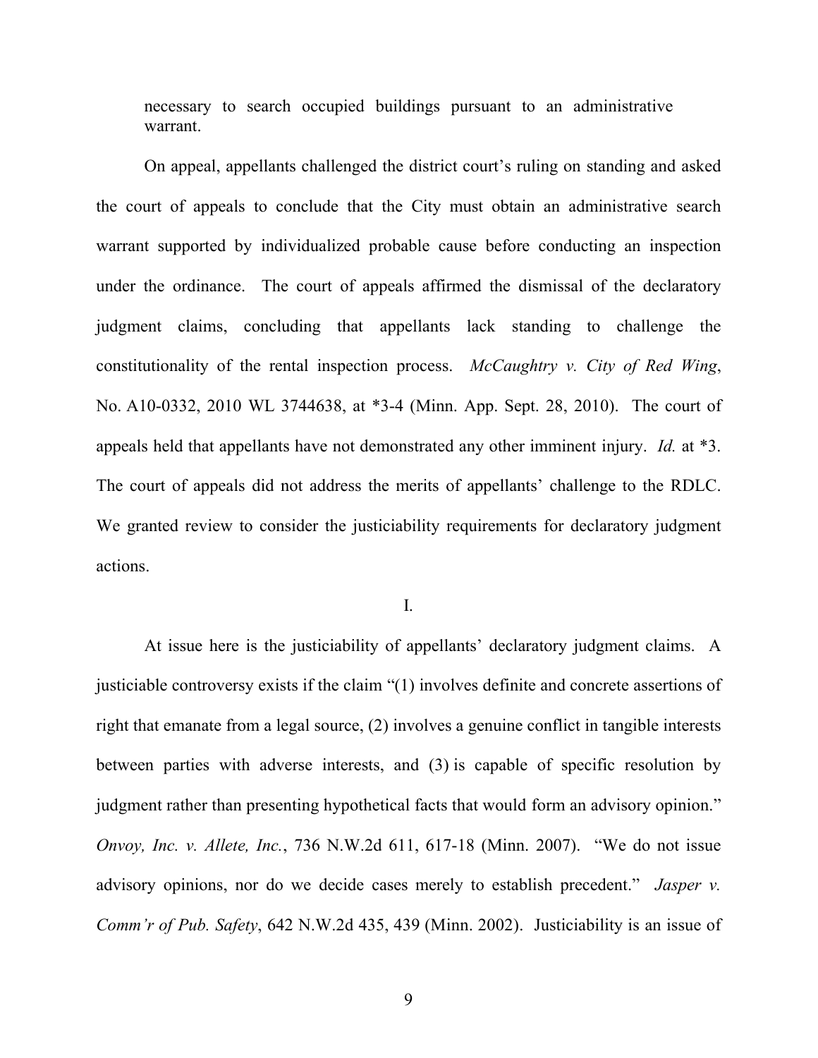necessary to search occupied buildings pursuant to an administrative warrant.

On appeal, appellants challenged the district court's ruling on standing and asked the court of appeals to conclude that the City must obtain an administrative search warrant supported by individualized probable cause before conducting an inspection under the ordinance. The court of appeals affirmed the dismissal of the declaratory judgment claims, concluding that appellants lack standing to challenge the constitutionality of the rental inspection process. *McCaughtry v. City of Red Wing*, No. A10-0332, 2010 WL 3744638, at *3-4 (Minn. App. Sept. 28, 2010). The court of appeals held that appellants have not demonstrated any other imminent injury. *Id.* at *3. The court of appeals did not address the merits of appellants' challenge to the RDLC. We granted review to consider the justiciability requirements for declaratory judgment actions.

I.

At issue here is the justiciability of appellants' declaratory judgment claims. A justiciable controversy exists if the claim "(1) involves definite and concrete assertions of right that emanate from a legal source, (2) involves a genuine conflict in tangible interests between parties with adverse interests, and (3) is capable of specific resolution by judgment rather than presenting hypothetical facts that would form an advisory opinion." *Onvoy, Inc. v. Allete, Inc.*, 736 N.W.2d 611, 617-18 (Minn. 2007). "We do not issue advisory opinions, nor do we decide cases merely to establish precedent." *Jasper v. Comm'r of Pub. Safety*, 642 N.W.2d 435, 439 (Minn. 2002). Justiciability is an issue of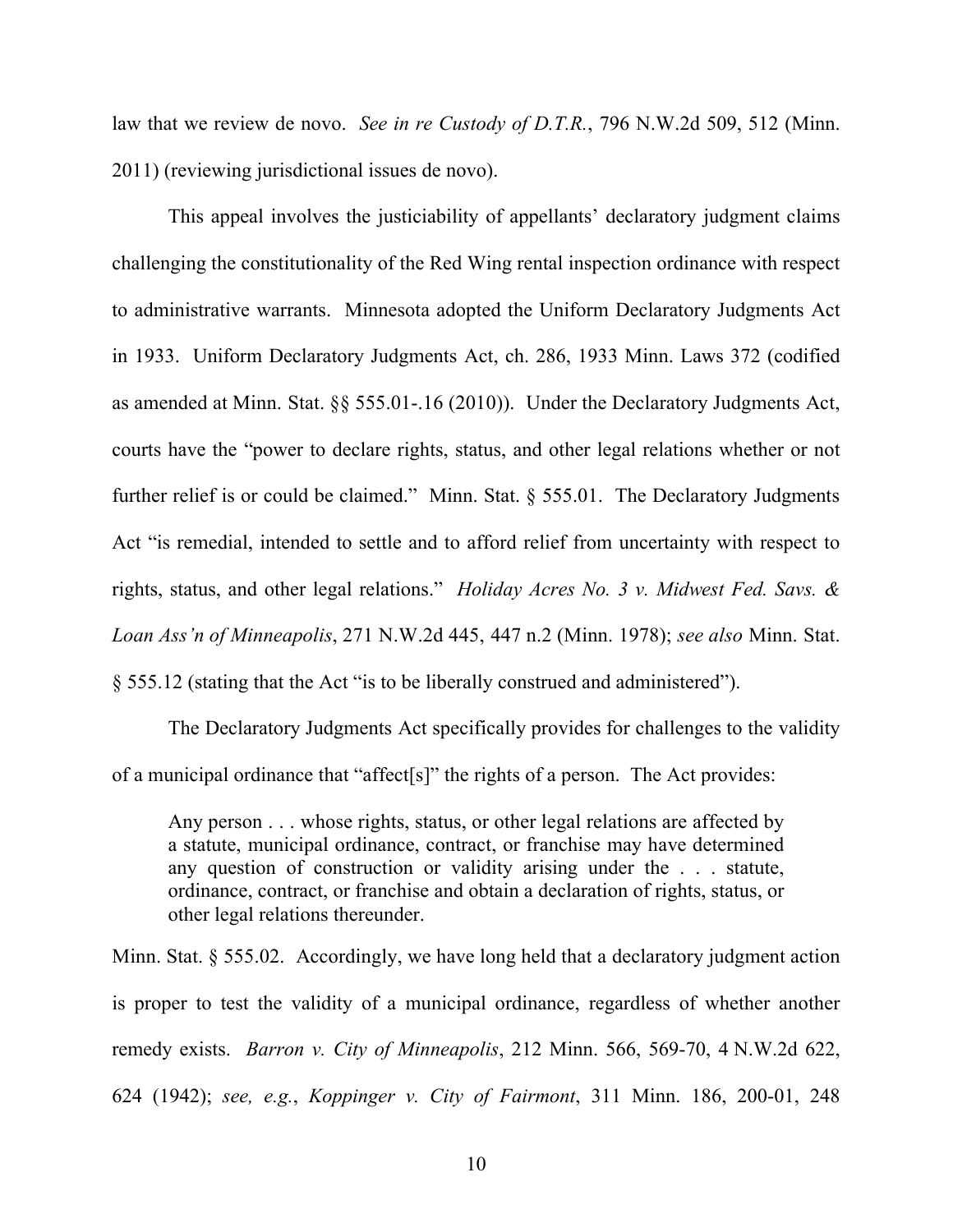law that we review de novo. *See in re Custody of D.T.R.*, 796 N.W.2d 509, 512 (Minn. 2011) (reviewing jurisdictional issues de novo).

This appeal involves the justiciability of appellants' declaratory judgment claims challenging the constitutionality of the Red Wing rental inspection ordinance with respect to administrative warrants. Minnesota adopted the Uniform Declaratory Judgments Act in 1933. Uniform Declaratory Judgments Act, ch. 286, 1933 Minn. Laws 372 (codified as amended at Minn. Stat. §§ 555.01-.16 (2010)). Under the Declaratory Judgments Act, courts have the "power to declare rights, status, and other legal relations whether or not further relief is or could be claimed." Minn. Stat. § 555.01. The Declaratory Judgments Act "is remedial, intended to settle and to afford relief from uncertainty with respect to rights, status, and other legal relations." *Holiday Acres No. 3 v. Midwest Fed. Savs. & Loan Ass'n of Minneapolis*, 271 N.W.2d 445, 447 n.2 (Minn. 1978); *see also* Minn. Stat. § 555.12 (stating that the Act "is to be liberally construed and administered").

The Declaratory Judgments Act specifically provides for challenges to the validity of a municipal ordinance that "affect[s]" the rights of a person. The Act provides:

> Any person . . . whose rights, status, or other legal relations are affected by a statute, municipal ordinance, contract, or franchise may have determined any question of construction or validity arising under the . . . statute, ordinance, contract, or franchise and obtain a declaration of rights, status, or other legal relations thereunder.

Minn. Stat. § 555.02. Accordingly, we have long held that a declaratory judgment action is proper to test the validity of a municipal ordinance, regardless of whether another remedy exists. *Barron v. City of Minneapolis*, 212 Minn. 566, 569-70, 4 N.W.2d 622, 624 (1942); *see, e.g.*, *Koppinger v. City of Fairmont*, 311 Minn. 186, 200-01, 248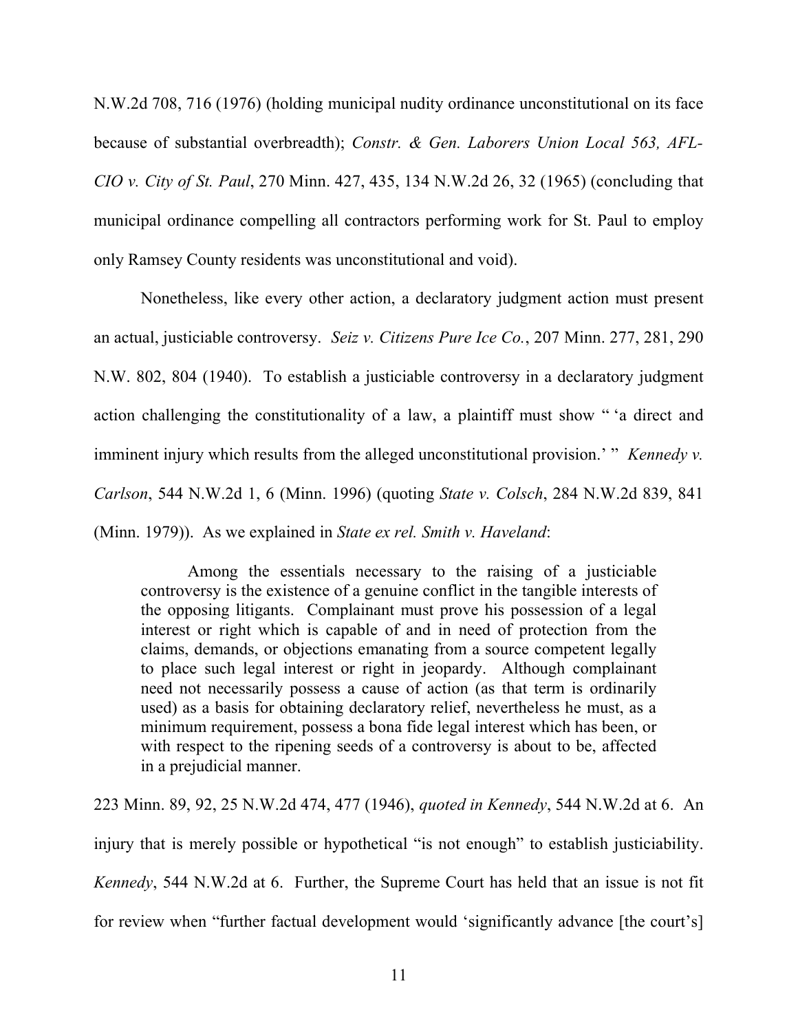N.W.2d 708, 716 (1976) (holding municipal nudity ordinance unconstitutional on its face because of substantial overbreadth); *Constr. & Gen. Laborers Union Local 563, AFL-CIO v. City of St. Paul*, 270 Minn. 427, 435, 134 N.W.2d 26, 32 (1965) (concluding that municipal ordinance compelling all contractors performing work for St. Paul to employ only Ramsey County residents was unconstitutional and void).

Nonetheless, like every other action, a declaratory judgment action must present an actual, justiciable controversy. *Seiz v. Citizens Pure Ice Co.*, 207 Minn. 277, 281, 290 N.W. 802, 804 (1940). To establish a justiciable controversy in a declaratory judgment action challenging the constitutionality of a law, a plaintiff must show " 'a direct and imminent injury which results from the alleged unconstitutional provision.' " *Kennedy v. Carlson*, 544 N.W.2d 1, 6 (Minn. 1996) (quoting *State v. Colsch*, 284 N.W.2d 839, 841 (Minn. 1979)). As we explained in *State ex rel. Smith v. Haveland*:

> Among the essentials necessary to the raising of a justiciable controversy is the existence of a genuine conflict in the tangible interests of the opposing litigants. Complainant must prove his possession of a legal interest or right which is capable of and in need of protection from the claims, demands, or objections emanating from a source competent legally to place such legal interest or right in jeopardy. Although complainant need not necessarily possess a cause of action (as that term is ordinarily used) as a basis for obtaining declaratory relief, nevertheless he must, as a minimum requirement, possess a bona fide legal interest which has been, or with respect to the ripening seeds of a controversy is about to be, affected in a prejudicial manner.

223 Minn. 89, 92, 25 N.W.2d 474, 477 (1946), *quoted in Kennedy*, 544 N.W.2d at 6. An injury that is merely possible or hypothetical "is not enough" to establish justiciability. *Kennedy*, 544 N.W.2d at 6. Further, the Supreme Court has held that an issue is not fit for review when "further factual development would 'significantly advance [the court's]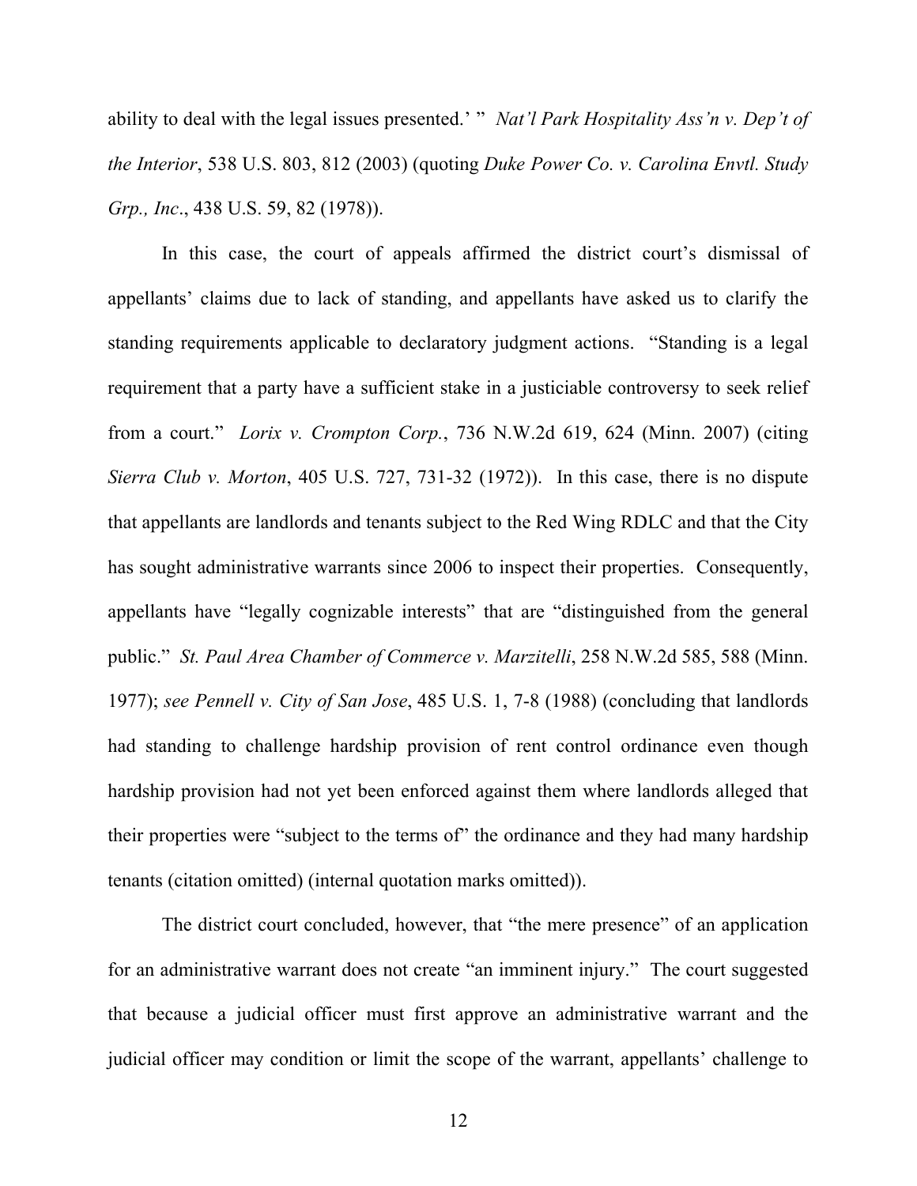ability to deal with the legal issues presented.' " *Nat'l Park Hospitality Ass'n v. Dep't of the Interior*, 538 U.S. 803, 812 (2003) (quoting *Duke Power Co. v. Carolina Envtl. Study Grp., Inc*., 438 U.S. 59, 82 (1978)).

In this case, the court of appeals affirmed the district court's dismissal of appellants' claims due to lack of standing, and appellants have asked us to clarify the standing requirements applicable to declaratory judgment actions. "Standing is a legal requirement that a party have a sufficient stake in a justiciable controversy to seek relief from a court." *Lorix v. Crompton Corp.*, 736 N.W.2d 619, 624 (Minn. 2007) (citing *Sierra Club v. Morton*, 405 U.S. 727, 731-32 (1972)). In this case, there is no dispute that appellants are landlords and tenants subject to the Red Wing RDLC and that the City has sought administrative warrants since 2006 to inspect their properties. Consequently, appellants have "legally cognizable interests" that are "distinguished from the general public." *St. Paul Area Chamber of Commerce v. Marzitelli*, 258 N.W.2d 585, 588 (Minn. 1977); *see Pennell v. City of San Jose*, 485 U.S. 1, 7-8 (1988) (concluding that landlords had standing to challenge hardship provision of rent control ordinance even though hardship provision had not yet been enforced against them where landlords alleged that their properties were "subject to the terms of" the ordinance and they had many hardship tenants (citation omitted) (internal quotation marks omitted)).

The district court concluded, however, that "the mere presence" of an application for an administrative warrant does not create "an imminent injury." The court suggested that because a judicial officer must first approve an administrative warrant and the judicial officer may condition or limit the scope of the warrant, appellants' challenge to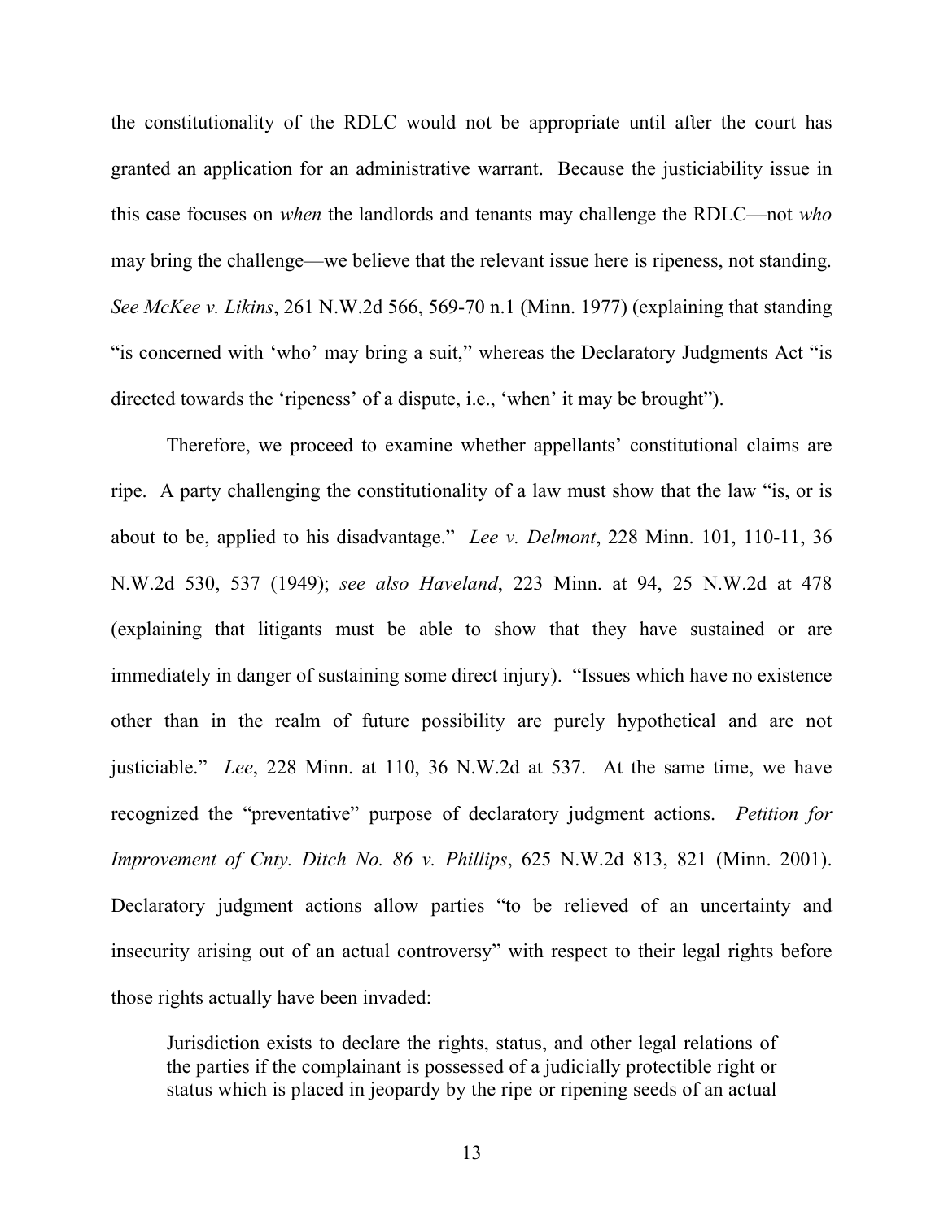the constitutionality of the RDLC would not be appropriate until after the court has granted an application for an administrative warrant. Because the justiciability issue in this case focuses on *when* the landlords and tenants may challenge the RDLC—not *who* may bring the challenge—we believe that the relevant issue here is ripeness, not standing. *See McKee v. Likins*, 261 N.W.2d 566, 569-70 n.1 (Minn. 1977) (explaining that standing "is concerned with 'who' may bring a suit," whereas the Declaratory Judgments Act "is directed towards the 'ripeness' of a dispute, i.e., 'when' it may be brought").

Therefore, we proceed to examine whether appellants' constitutional claims are ripe. A party challenging the constitutionality of a law must show that the law "is, or is about to be, applied to his disadvantage." *Lee v. Delmont*, 228 Minn. 101, 110-11, 36 N.W.2d 530, 537 (1949); *see also Haveland*, 223 Minn. at 94, 25 N.W.2d at 478 (explaining that litigants must be able to show that they have sustained or are immediately in danger of sustaining some direct injury). "Issues which have no existence other than in the realm of future possibility are purely hypothetical and are not justiciable." *Lee*, 228 Minn. at 110, 36 N.W.2d at 537. At the same time, we have recognized the "preventative" purpose of declaratory judgment actions. *Petition for Improvement of Cnty. Ditch No. 86 v. Phillips*, 625 N.W.2d 813, 821 (Minn. 2001). Declaratory judgment actions allow parties "to be relieved of an uncertainty and insecurity arising out of an actual controversy" with respect to their legal rights before those rights actually have been invaded:

> Jurisdiction exists to declare the rights, status, and other legal relations of the parties if the complainant is possessed of a judicially protectible right or status which is placed in jeopardy by the ripe or ripening seeds of an actual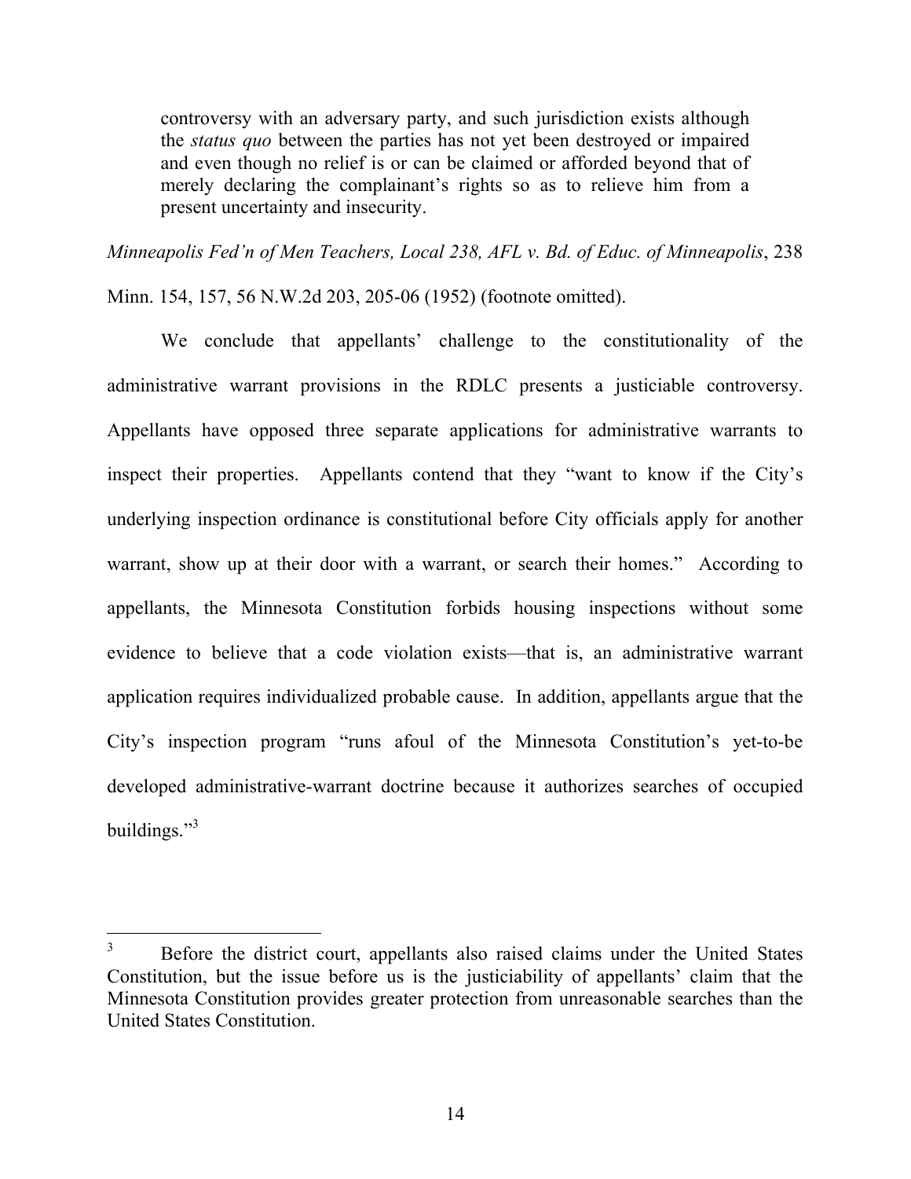> controversy with an adversary party, and such jurisdiction exists although the *status quo* between the parties has not yet been destroyed or impaired and even though no relief is or can be claimed or afforded beyond that of merely declaring the complainant's rights so as to relieve him from a present uncertainty and insecurity.

*Minneapolis Fed'n of Men Teachers, Local 238, AFL v. Bd. of Educ. of Minneapolis*, 238 Minn. 154, 157, 56 N.W.2d 203, 205-06 (1952) (footnote omitted).

We conclude that appellants' challenge to the constitutionality of the administrative warrant provisions in the RDLC presents a justiciable controversy. Appellants have opposed three separate applications for administrative warrants to inspect their properties. Appellants contend that they "want to know if the City's underlying inspection ordinance is constitutional before City officials apply for another warrant, show up at their door with a warrant, or search their homes." According to appellants, the Minnesota Constitution forbids housing inspections without some evidence to believe that a code violation exists—that is, an administrative warrant application requires individualized probable cause. In addition, appellants argue that the City's inspection program "runs afoul of the Minnesota Constitution's yet-to-be developed administrative-warrant doctrine because it authorizes searches of occupied buildings."[3]

---

[3] Before the district court, appellants also raised claims under the United States Constitution, but the issue before us is the justiciability of appellants' claim that the Minnesota Constitution provides greater protection from unreasonable searches than the United States Constitution.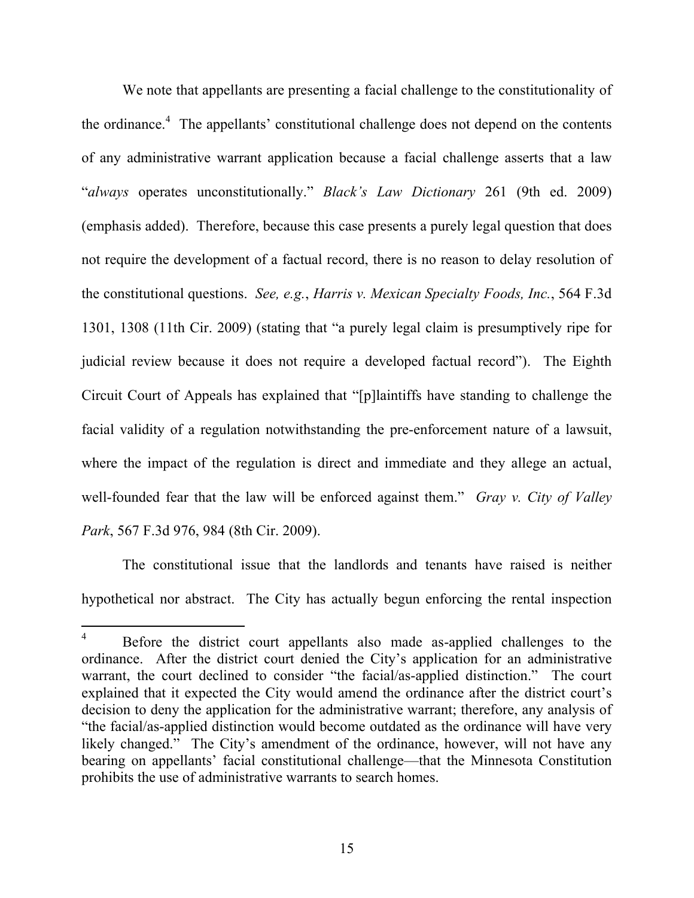We note that appellants are presenting a facial challenge to the constitutionality of the ordinance.[4] The appellants' constitutional challenge does not depend on the contents of any administrative warrant application because a facial challenge asserts that a law "*always* operates unconstitutionally." *Black's Law Dictionary* 261 (9th ed. 2009) (emphasis added). Therefore, because this case presents a purely legal question that does not require the development of a factual record, there is no reason to delay resolution of the constitutional questions. *See, e.g.*, *Harris v. Mexican Specialty Foods, Inc.*, 564 F.3d 1301, 1308 (11th Cir. 2009) (stating that "a purely legal claim is presumptively ripe for judicial review because it does not require a developed factual record"). The Eighth Circuit Court of Appeals has explained that "[p]laintiffs have standing to challenge the facial validity of a regulation notwithstanding the pre-enforcement nature of a lawsuit, where the impact of the regulation is direct and immediate and they allege an actual, well-founded fear that the law will be enforced against them." *Gray v. City of Valley Park*, 567 F.3d 976, 984 (8th Cir. 2009).

The constitutional issue that the landlords and tenants have raised is neither hypothetical nor abstract. The City has actually begun enforcing the rental inspection

---

[4] Before the district court appellants also made as-applied challenges to the ordinance. After the district court denied the City's application for an administrative warrant, the court declined to consider "the facial/as-applied distinction." The court explained that it expected the City would amend the ordinance after the district court's decision to deny the application for the administrative warrant; therefore, any analysis of "the facial/as-applied distinction would become outdated as the ordinance will have very likely changed." The City's amendment of the ordinance, however, will not have any bearing on appellants' facial constitutional challenge—that the Minnesota Constitution prohibits the use of administrative warrants to search homes.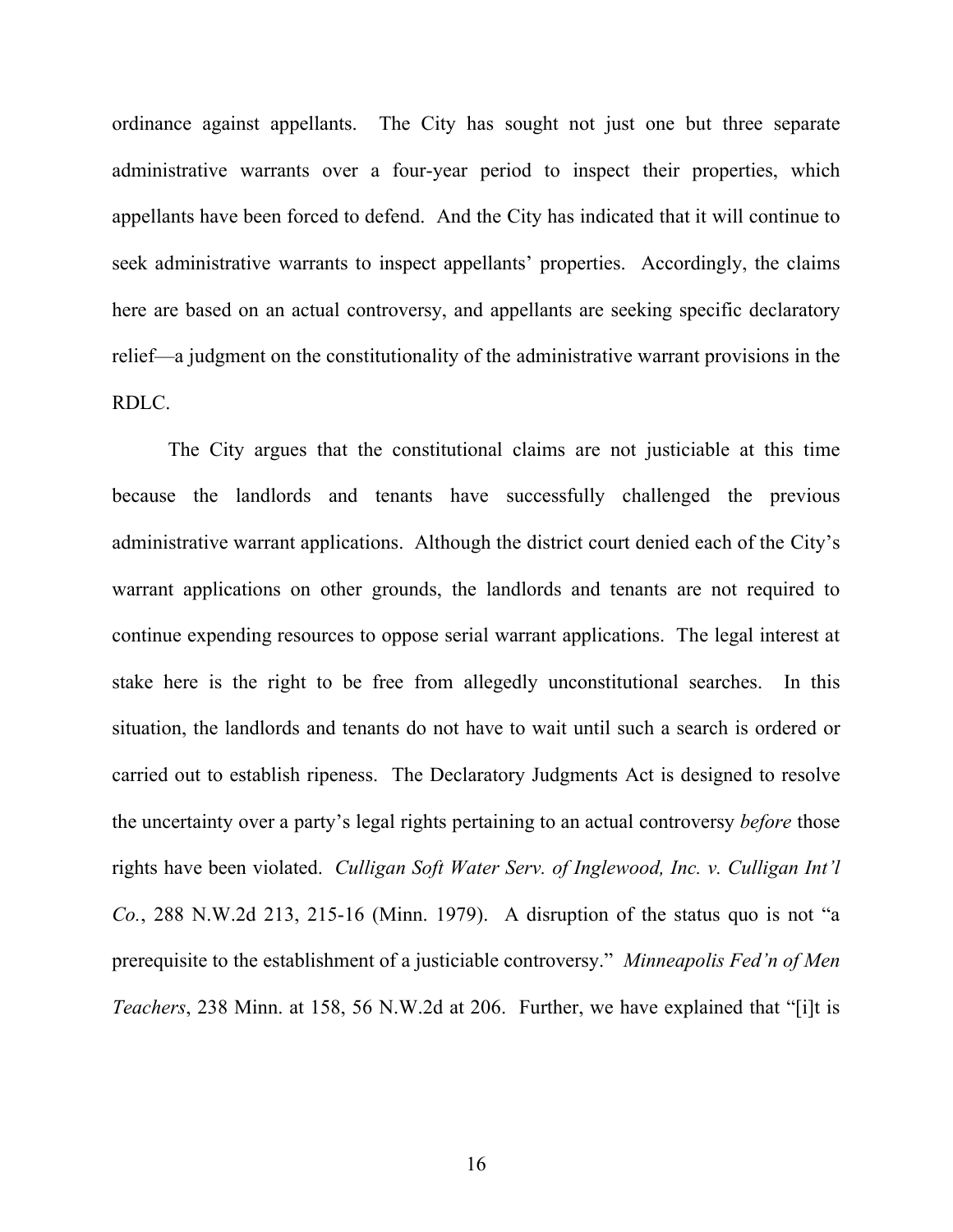ordinance against appellants. The City has sought not just one but three separate administrative warrants over a four-year period to inspect their properties, which appellants have been forced to defend. And the City has indicated that it will continue to seek administrative warrants to inspect appellants' properties. Accordingly, the claims here are based on an actual controversy, and appellants are seeking specific declaratory relief—a judgment on the constitutionality of the administrative warrant provisions in the RDLC.

The City argues that the constitutional claims are not justiciable at this time because the landlords and tenants have successfully challenged the previous administrative warrant applications. Although the district court denied each of the City's warrant applications on other grounds, the landlords and tenants are not required to continue expending resources to oppose serial warrant applications. The legal interest at stake here is the right to be free from allegedly unconstitutional searches. In this situation, the landlords and tenants do not have to wait until such a search is ordered or carried out to establish ripeness. The Declaratory Judgments Act is designed to resolve the uncertainty over a party's legal rights pertaining to an actual controversy *before* those rights have been violated. *Culligan Soft Water Serv. of Inglewood, Inc. v. Culligan Int'l Co.*, 288 N.W.2d 213, 215-16 (Minn. 1979). A disruption of the status quo is not "a prerequisite to the establishment of a justiciable controversy." *Minneapolis Fed'n of Men Teachers*, 238 Minn. at 158, 56 N.W.2d at 206. Further, we have explained that "[i]t is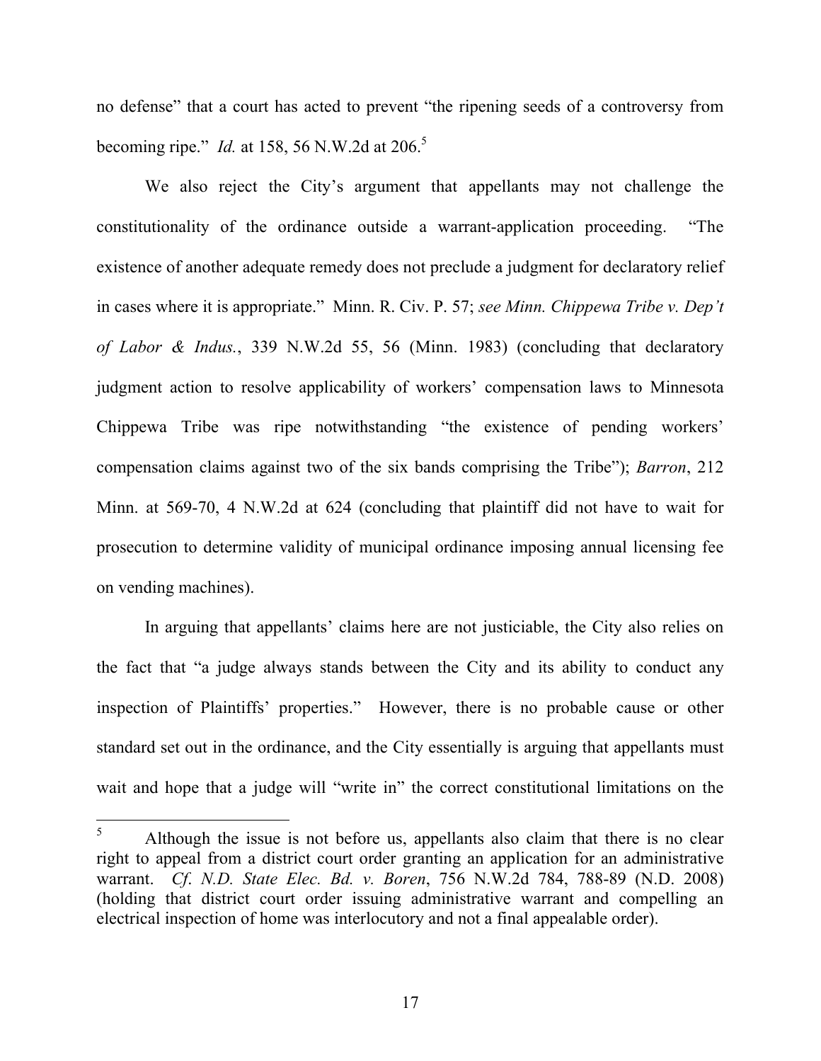no defense" that a court has acted to prevent "the ripening seeds of a controversy from becoming ripe." *Id.* at 158, 56 N.W.2d at 206.[5]

We also reject the City's argument that appellants may not challenge the constitutionality of the ordinance outside a warrant-application proceeding. "The existence of another adequate remedy does not preclude a judgment for declaratory relief in cases where it is appropriate." Minn. R. Civ. P. 57; *see Minn. Chippewa Tribe v. Dep't of Labor & Indus.*, 339 N.W.2d 55, 56 (Minn. 1983) (concluding that declaratory judgment action to resolve applicability of workers' compensation laws to Minnesota Chippewa Tribe was ripe notwithstanding "the existence of pending workers' compensation claims against two of the six bands comprising the Tribe"); *Barron*, 212 Minn. at 569-70, 4 N.W.2d at 624 (concluding that plaintiff did not have to wait for prosecution to determine validity of municipal ordinance imposing annual licensing fee on vending machines).

In arguing that appellants' claims here are not justiciable, the City also relies on the fact that "a judge always stands between the City and its ability to conduct any inspection of Plaintiffs' properties." However, there is no probable cause or other standard set out in the ordinance, and the City essentially is arguing that appellants must wait and hope that a judge will "write in" the correct constitutional limitations on the

---

[5] Although the issue is not before us, appellants also claim that there is no clear right to appeal from a district court order granting an application for an administrative warrant. *Cf. N.D. State Elec. Bd. v. Boren*, 756 N.W.2d 784, 788-89 (N.D. 2008) (holding that district court order issuing administrative warrant and compelling an electrical inspection of home was interlocutory and not a final appealable order).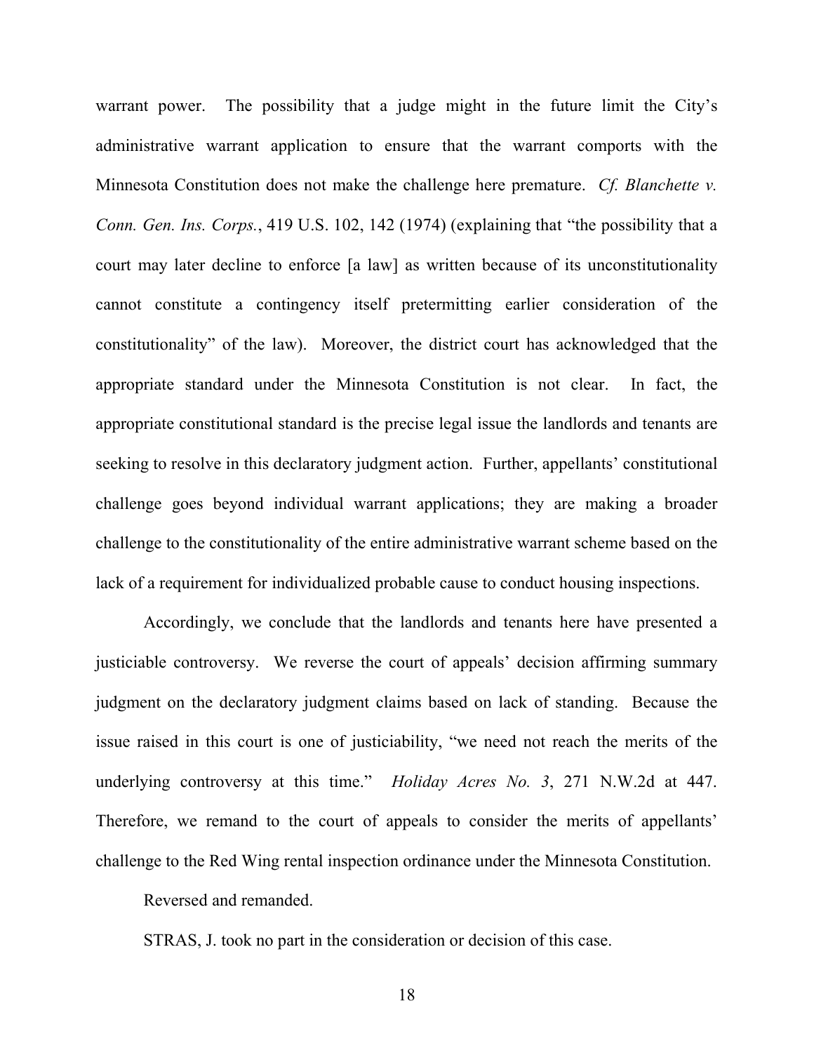warrant power. The possibility that a judge might in the future limit the City's administrative warrant application to ensure that the warrant comports with the Minnesota Constitution does not make the challenge here premature. *Cf. Blanchette v. Conn. Gen. Ins. Corps.*, 419 U.S. 102, 142 (1974) (explaining that "the possibility that a court may later decline to enforce [a law] as written because of its unconstitutionality cannot constitute a contingency itself pretermitting earlier consideration of the constitutionality" of the law). Moreover, the district court has acknowledged that the appropriate standard under the Minnesota Constitution is not clear. In fact, the appropriate constitutional standard is the precise legal issue the landlords and tenants are seeking to resolve in this declaratory judgment action. Further, appellants' constitutional challenge goes beyond individual warrant applications; they are making a broader challenge to the constitutionality of the entire administrative warrant scheme based on the lack of a requirement for individualized probable cause to conduct housing inspections.

Accordingly, we conclude that the landlords and tenants here have presented a justiciable controversy. We reverse the court of appeals' decision affirming summary judgment on the declaratory judgment claims based on lack of standing. Because the issue raised in this court is one of justiciability, "we need not reach the merits of the underlying controversy at this time." *Holiday Acres No. 3*, 271 N.W.2d at 447. Therefore, we remand to the court of appeals to consider the merits of appellants' challenge to the Red Wing rental inspection ordinance under the Minnesota Constitution.

Reversed and remanded.

STRAS, J. took no part in the consideration or decision of this case.